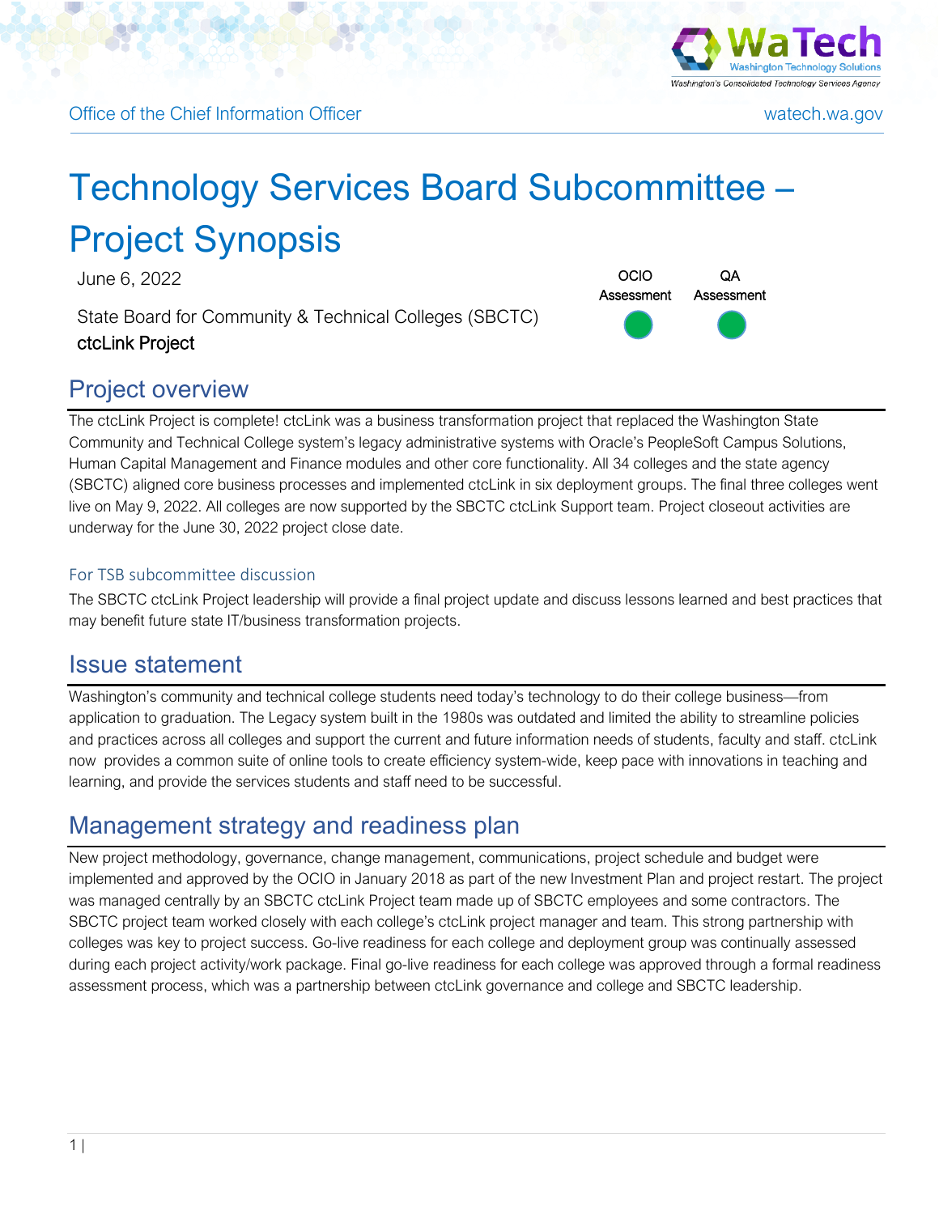Office of the Chief Information Officer

watech.wa.gov

# Technology Services Board Subcommittee – Project Synopsis

June 6, 2022

State Board for Community & Technical Colleges (SBCTC)
ctcLink Project

| OCIO Assessment | QA Assessment |
| --- | --- |
| Green | Green |

## Project overview

The ctcLink Project is complete! ctcLink was a business transformation project that replaced the Washington State Community and Technical College system's legacy administrative systems with Oracle's PeopleSoft Campus Solutions, Human Capital Management and Finance modules and other core functionality. All 34 colleges and the state agency (SBCTC) aligned core business processes and implemented ctcLink in six deployment groups. The final three colleges went live on May 9, 2022. All colleges are now supported by the SBCTC ctcLink Support team. Project closeout activities are underway for the June 30, 2022 project close date.

### For TSB subcommittee discussion

The SBCTC ctcLink Project leadership will provide a final project update and discuss lessons learned and best practices that may benefit future state IT/business transformation projects.

## Issue statement

Washington's community and technical college students need today's technology to do their college business—from application to graduation. The Legacy system built in the 1980s was outdated and limited the ability to streamline policies and practices across all colleges and support the current and future information needs of students, faculty and staff. ctcLink now provides a common suite of online tools to create efficiency system-wide, keep pace with innovations in teaching and learning, and provide the services students and staff need to be successful.

## Management strategy and readiness plan

New project methodology, governance, change management, communications, project schedule and budget were implemented and approved by the OCIO in January 2018 as part of the new Investment Plan and project restart. The project was managed centrally by an SBCTC ctcLink Project team made up of SBCTC employees and some contractors. The SBCTC project team worked closely with each college's ctcLink project manager and team. This strong partnership with colleges was key to project success. Go-live readiness for each college and deployment group was continually assessed during each project activity/work package. Final go-live readiness for each college was approved through a formal readiness assessment process, which was a partnership between ctcLink governance and college and SBCTC leadership.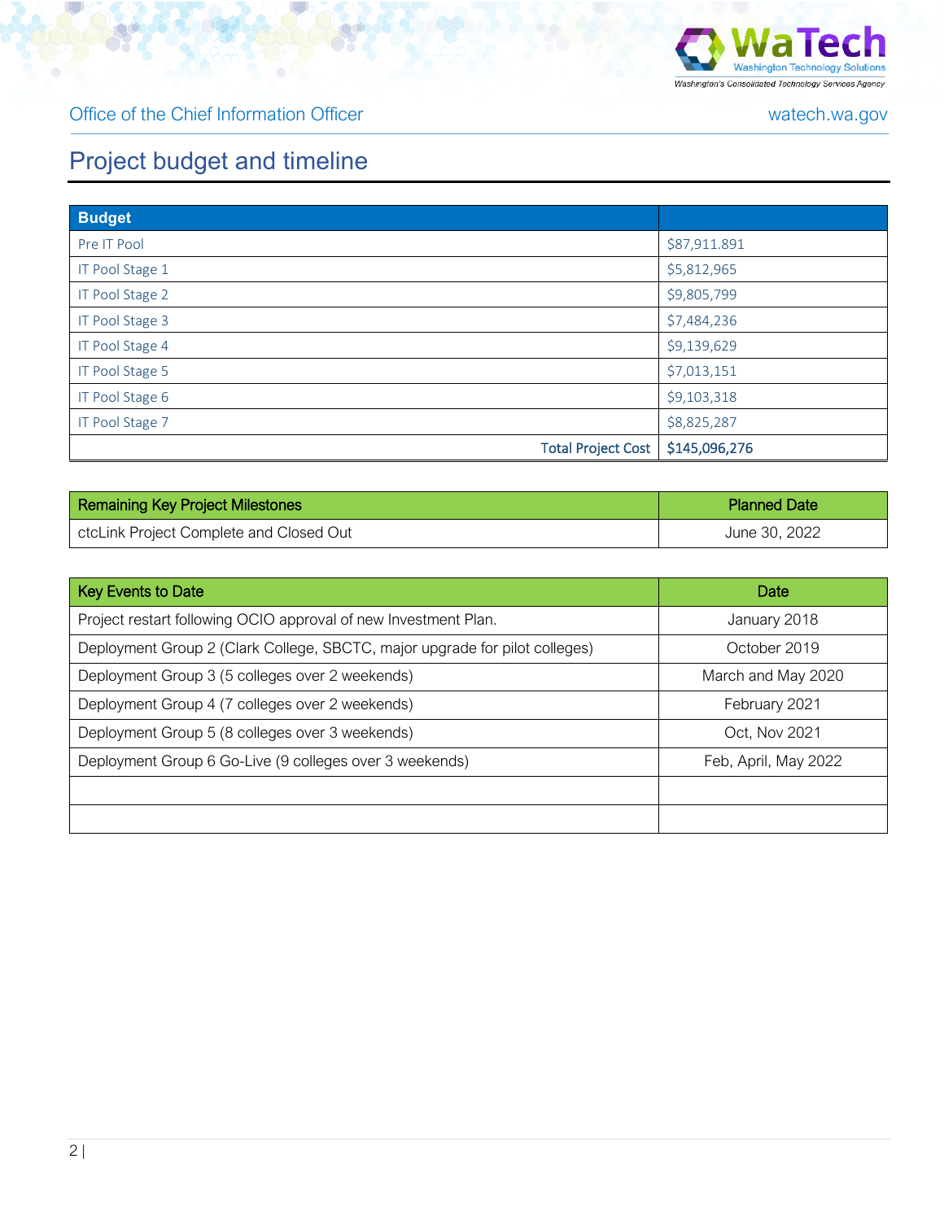Office of the Chief Information Officer

watech.wa.gov

# Project budget and timeline

| Budget | |
|---|---|
| Pre IT Pool | $87,911.891 |
| IT Pool Stage 1 | $5,812,965 |
| IT Pool Stage 2 | $9,805,799 |
| IT Pool Stage 3 | $7,484,236 |
| IT Pool Stage 4 | $9,139,629 |
| IT Pool Stage 5 | $7,013,151 |
| IT Pool Stage 6 | $9,103,318 |
| IT Pool Stage 7 | $8,825,287 |
| **Total Project Cost** | **$145,096,276** |

| Remaining Key Project Milestones | Planned Date |
|---|---|
| ctcLink Project Complete and Closed Out | June 30, 2022 |

| Key Events to Date | Date |
|---|---|
| Project restart following OCIO approval of new Investment Plan. | January 2018 |
| Deployment Group 2 (Clark College, SBCTC, major upgrade for pilot colleges) | October 2019 |
| Deployment Group 3 (5 colleges over 2 weekends) | March and May 2020 |
| Deployment Group 4 (7 colleges over 2 weekends) | February 2021 |
| Deployment Group 5 (8 colleges over 3 weekends) | Oct, Nov 2021 |
| Deployment Group 6 Go-Live (9 colleges over 3 weekends) | Feb, April, May 2022 |
| | |
| | |